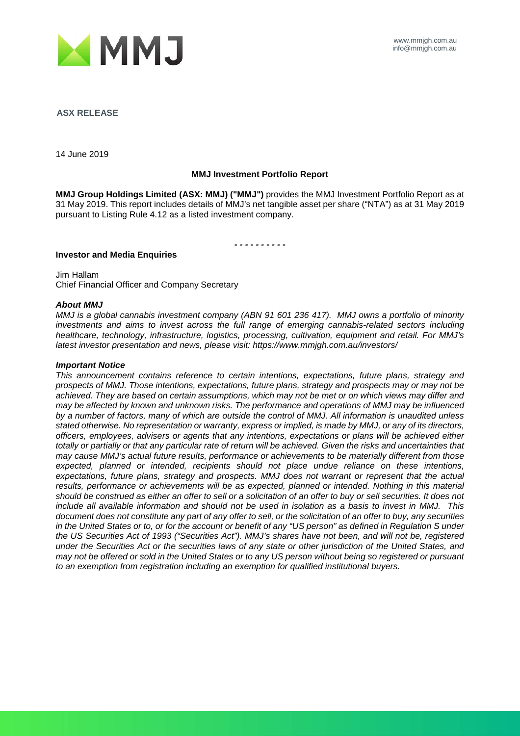www.mmjgh.com.au
info@mmjgh.com.au

**ASX RELEASE**

14 June 2019

**MMJ Investment Portfolio Report**

**MMJ Group Holdings Limited (ASX: MMJ) ("MMJ")** provides the MMJ Investment Portfolio Report as at 31 May 2019. This report includes details of MMJ's net tangible asset per share ("NTA") as at 31 May 2019 pursuant to Listing Rule 4.12 as a listed investment company.

- - - - - - - - - -

**Investor and Media Enquiries**

Jim Hallam
Chief Financial Officer and Company Secretary

***About MMJ***

*MMJ is a global cannabis investment company (ABN 91 601 236 417). MMJ owns a portfolio of minority investments and aims to invest across the full range of emerging cannabis-related sectors including healthcare, technology, infrastructure, logistics, processing, cultivation, equipment and retail. For MMJ's latest investor presentation and news, please visit: https://www.mmjgh.com.au/investors/*

***Important Notice***

*This announcement contains reference to certain intentions, expectations, future plans, strategy and prospects of MMJ. Those intentions, expectations, future plans, strategy and prospects may or may not be achieved. They are based on certain assumptions, which may not be met or on which views may differ and may be affected by known and unknown risks. The performance and operations of MMJ may be influenced by a number of factors, many of which are outside the control of MMJ. All information is unaudited unless stated otherwise. No representation or warranty, express or implied, is made by MMJ, or any of its directors, officers, employees, advisers or agents that any intentions, expectations or plans will be achieved either totally or partially or that any particular rate of return will be achieved. Given the risks and uncertainties that may cause MMJ's actual future results, performance or achievements to be materially different from those expected, planned or intended, recipients should not place undue reliance on these intentions, expectations, future plans, strategy and prospects. MMJ does not warrant or represent that the actual results, performance or achievements will be as expected, planned or intended. Nothing in this material should be construed as either an offer to sell or a solicitation of an offer to buy or sell securities. It does not include all available information and should not be used in isolation as a basis to invest in MMJ. This document does not constitute any part of any offer to sell, or the solicitation of an offer to buy, any securities in the United States or to, or for the account or benefit of any "US person" as defined in Regulation S under the US Securities Act of 1993 ("Securities Act"). MMJ's shares have not been, and will not be, registered under the Securities Act or the securities laws of any state or other jurisdiction of the United States, and may not be offered or sold in the United States or to any US person without being so registered or pursuant to an exemption from registration including an exemption for qualified institutional buyers.*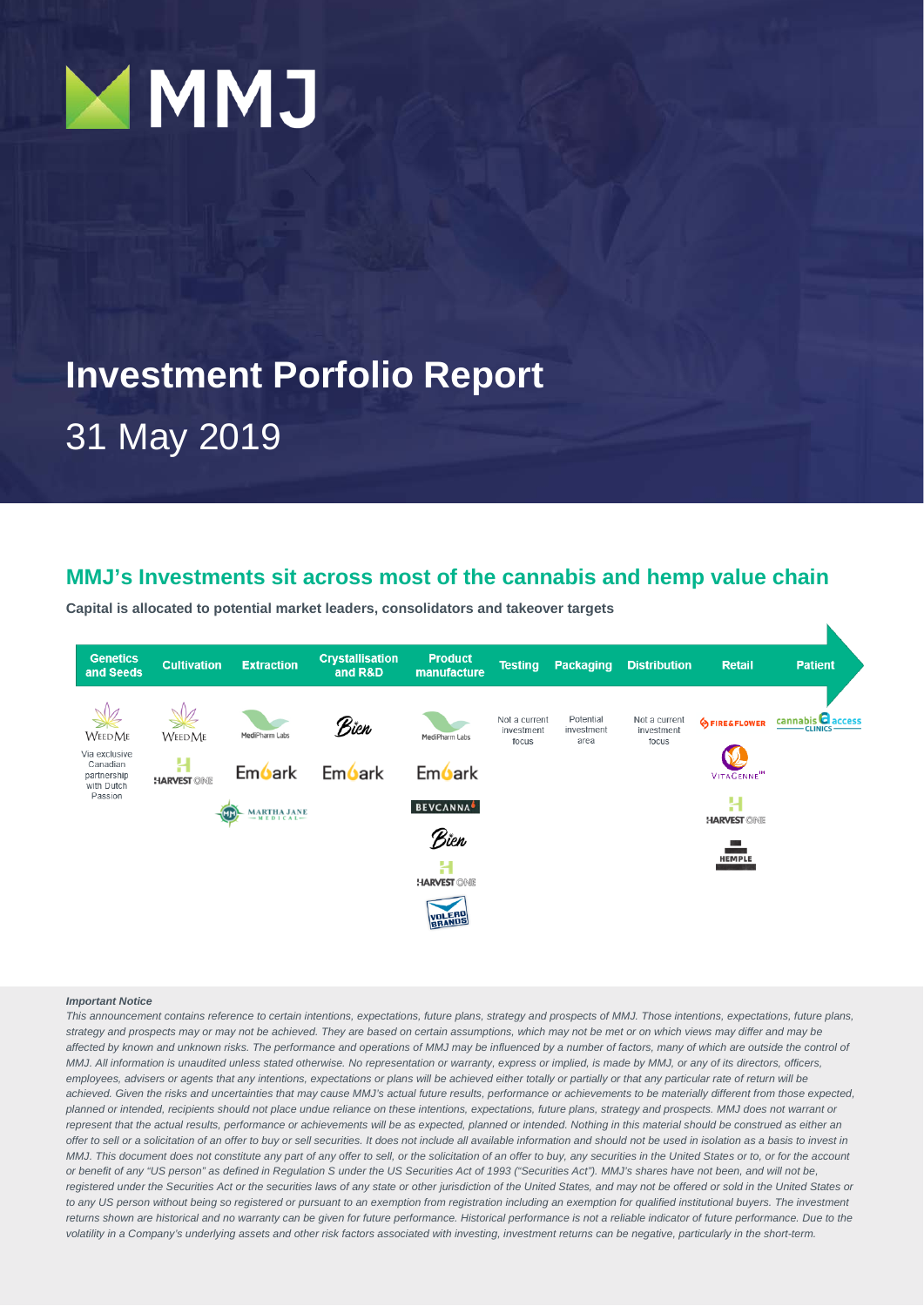# MMJ

# Investment Porfolio Report

## 31 May 2019

## MMJ's Investments sit across most of the cannabis and hemp value chain

**Capital is allocated to potential market leaders, consolidators and takeover targets**

| Genetics and Seeds | Cultivation | Extraction | Crystallisation and R&D | Product manufacture | Testing | Packaging | Distribution | Retail | Patient |
|---|---|---|---|---|---|---|---|---|---|
| WeedMe | WeedMe | MediPharm Labs | Bien | MediPharm Labs | Not a current investment focus | Potential investment area | Not a current investment focus | Fire & Flower | Cannabis Access Clinics |
| Via exclusive Canadian partnership with Dutch Passion | Harvest One | Embark | Embark | Embark | | | | VitaGenne | |
| | | Martha Jane Medical | | BevCanna | | | | Harvest One | |
| | | | | Bien | | | | Hemple | |
| | | | | Harvest One | | | | | |
| | | | | Volero Brands | | | | | |

*__Important Notice__*

*This announcement contains reference to certain intentions, expectations, future plans, strategy and prospects of MMJ. Those intentions, expectations, future plans, strategy and prospects may or may not be achieved. They are based on certain assumptions, which may not be met or on which views may differ and may be affected by known and unknown risks. The performance and operations of MMJ may be influenced by a number of factors, many of which are outside the control of MMJ. All information is unaudited unless stated otherwise. No representation or warranty, express or implied, is made by MMJ, or any of its directors, officers, employees, advisers or agents that any intentions, expectations or plans will be achieved either totally or partially or that any particular rate of return will be achieved. Given the risks and uncertainties that may cause MMJ's actual future results, performance or achievements to be materially different from those expected, planned or intended, recipients should not place undue reliance on these intentions, expectations, future plans, strategy and prospects. MMJ does not warrant or represent that the actual results, performance or achievements will be as expected, planned or intended. Nothing in this material should be construed as either an offer to sell or a solicitation of an offer to buy or sell securities. It does not include all available information and should not be used in isolation as a basis to invest in MMJ. This document does not constitute any part of any offer to sell, or the solicitation of an offer to buy, any securities in the United States or to, or for the account or benefit of any "US person" as defined in Regulation S under the US Securities Act of 1993 ("Securities Act"). MMJ's shares have not been, and will not be, registered under the Securities Act or the securities laws of any state or other jurisdiction of the United States, and may not be offered or sold in the United States or to any US person without being so registered or pursuant to an exemption from registration including an exemption for qualified institutional buyers. The investment returns shown are historical and no warranty can be given for future performance. Historical performance is not a reliable indicator of future performance. Due to the volatility in a Company's underlying assets and other risk factors associated with investing, investment returns can be negative, particularly in the short-term.*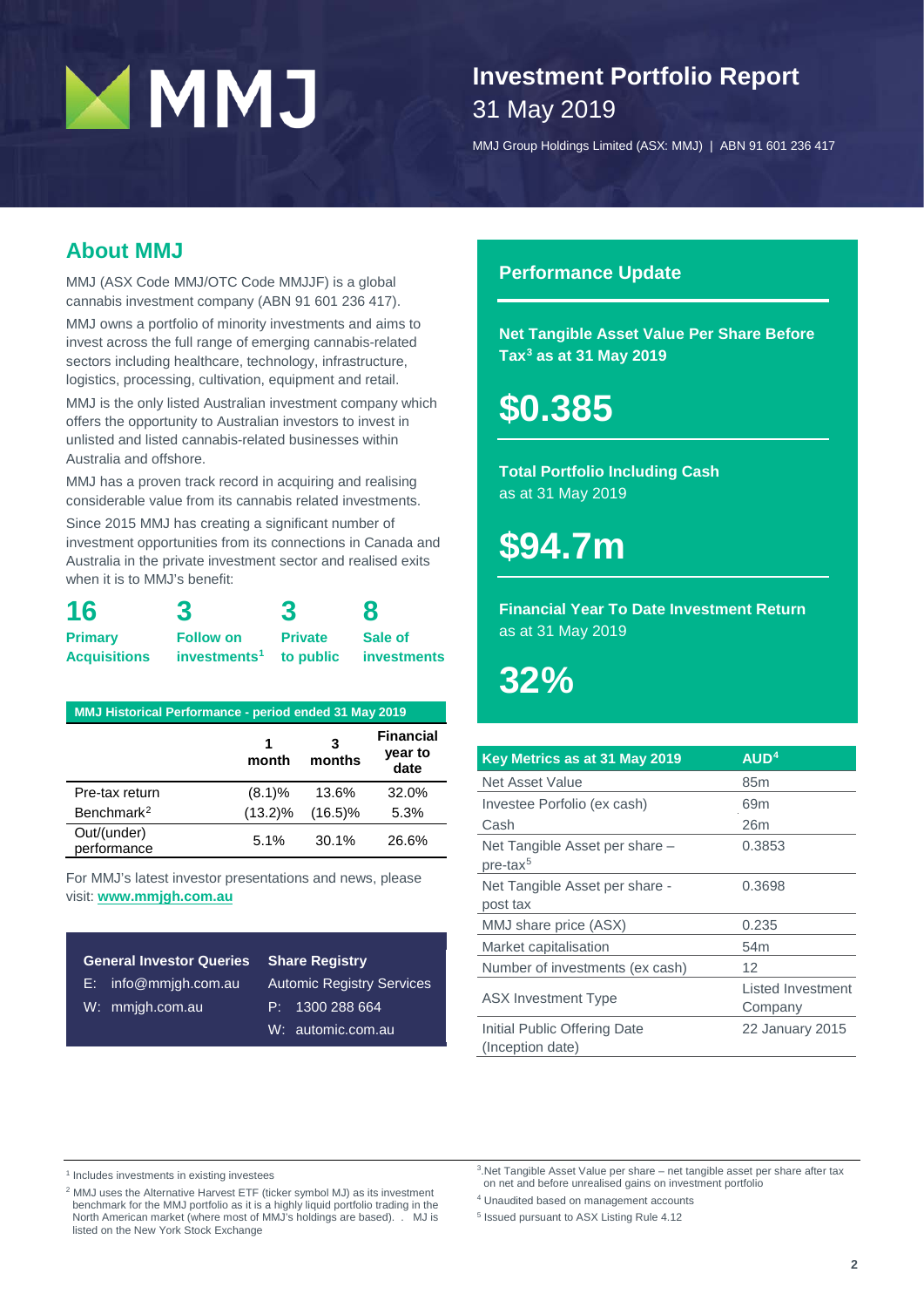# Investment Portfolio Report

31 May 2019

MMJ Group Holdings Limited (ASX: MMJ) | ABN 91 601 236 417

## About MMJ

MMJ (ASX Code MMJ/OTC Code MMJJF) is a global cannabis investment company (ABN 91 601 236 417).

MMJ owns a portfolio of minority investments and aims to invest across the full range of emerging cannabis-related sectors including healthcare, technology, infrastructure, logistics, processing, cultivation, equipment and retail.

MMJ is the only listed Australian investment company which offers the opportunity to Australian investors to invest in unlisted and listed cannabis-related businesses within Australia and offshore.

MMJ has a proven track record in acquiring and realising considerable value from its cannabis related investments.

Since 2015 MMJ has creating a significant number of investment opportunities from its connections in Canada and Australia in the private investment sector and realised exits when it is to MMJ's benefit:

| 16 | 3 | 3 | 8 |
|---|---|---|---|
| Primary Acquisitions | Follow on investments[1] | Private to public | Sale of investments |

| MMJ Historical Performance - period ended 31 May 2019 | 1 month | 3 months | Financial year to date |
|---|---|---|---|
| Pre-tax return | (8.1)% | 13.6% | 32.0% |
| Benchmark[2] | (13.2)% | (16.5)% | 5.3% |
| Out/(under) performance | 5.1% | 30.1% | 26.6% |

For MMJ's latest investor presentations and news, please visit: **www.mmjgh.com.au**

**General Investor Queries**

E: info@mmjgh.com.au

W: mmjgh.com.au

**Share Registry**

Automic Registry Services

P: 1300 288 664

W: automic.com.au

## Performance Update

**Net Tangible Asset Value Per Share Before Tax[3] as at 31 May 2019**

**$0.385**

**Total Portfolio Including Cash** as at 31 May 2019

**$94.7m**

**Financial Year To Date Investment Return** as at 31 May 2019

**32%**

| Key Metrics as at 31 May 2019 | AUD[4] |
|---|---|
| Net Asset Value | 85m |
| Investee Porfolio (ex cash) | 69m |
| Cash | 26m |
| Net Tangible Asset per share – pre-tax[5] | 0.3853 |
| Net Tangible Asset per share - post tax | 0.3698 |
| MMJ share price (ASX) | 0.235 |
| Market capitalisation | 54m |
| Number of investments (ex cash) | 12 |
| ASX Investment Type | Listed Investment Company |
| Initial Public Offering Date (Inception date) | 22 January 2015 |

[1] Includes investments in existing investees

[2] MMJ uses the Alternative Harvest ETF (ticker symbol MJ) as its investment benchmark for the MMJ portfolio as it is a highly liquid portfolio trading in the North American market (where most of MMJ's holdings are based). . MJ is listed on the New York Stock Exchange

[3] Net Tangible Asset Value per share – net tangible asset per share after tax on net and before unrealised gains on investment portfolio

[4] Unaudited based on management accounts

[5] Issued pursuant to ASX Listing Rule 4.12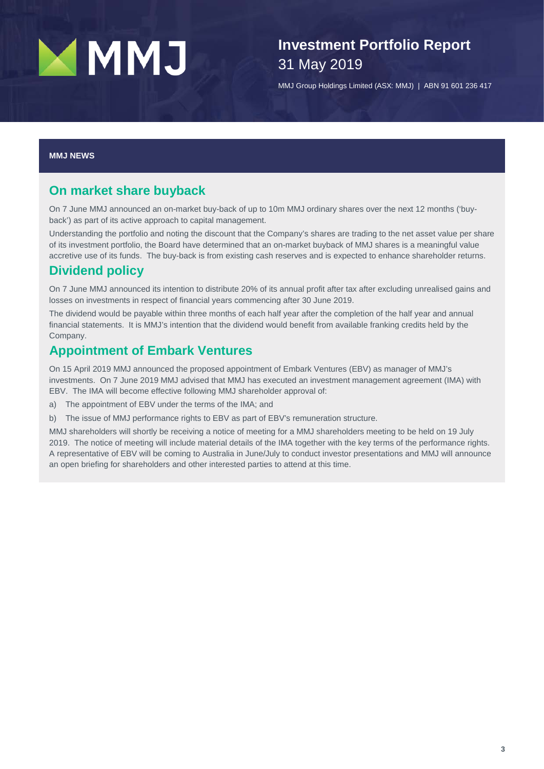# Investment Portfolio Report
31 May 2019

MMJ Group Holdings Limited (ASX: MMJ) | ABN 91 601 236 417

**MMJ NEWS**

## On market share buyback

On 7 June MMJ announced an on-market buy-back of up to 10m MMJ ordinary shares over the next 12 months ('buy-back') as part of its active approach to capital management.

Understanding the portfolio and noting the discount that the Company's shares are trading to the net asset value per share of its investment portfolio, the Board have determined that an on-market buyback of MMJ shares is a meaningful value accretive use of its funds. The buy-back is from existing cash reserves and is expected to enhance shareholder returns.

## Dividend policy

On 7 June MMJ announced its intention to distribute 20% of its annual profit after tax after excluding unrealised gains and losses on investments in respect of financial years commencing after 30 June 2019.

The dividend would be payable within three months of each half year after the completion of the half year and annual financial statements. It is MMJ's intention that the dividend would benefit from available franking credits held by the Company.

## Appointment of Embark Ventures

On 15 April 2019 MMJ announced the proposed appointment of Embark Ventures (EBV) as manager of MMJ's investments. On 7 June 2019 MMJ advised that MMJ has executed an investment management agreement (IMA) with EBV. The IMA will become effective following MMJ shareholder approval of:

a) The appointment of EBV under the terms of the IMA; and

b) The issue of MMJ performance rights to EBV as part of EBV's remuneration structure.

MMJ shareholders will shortly be receiving a notice of meeting for a MMJ shareholders meeting to be held on 19 July 2019. The notice of meeting will include material details of the IMA together with the key terms of the performance rights. A representative of EBV will be coming to Australia in June/July to conduct investor presentations and MMJ will announce an open briefing for shareholders and other interested parties to attend at this time.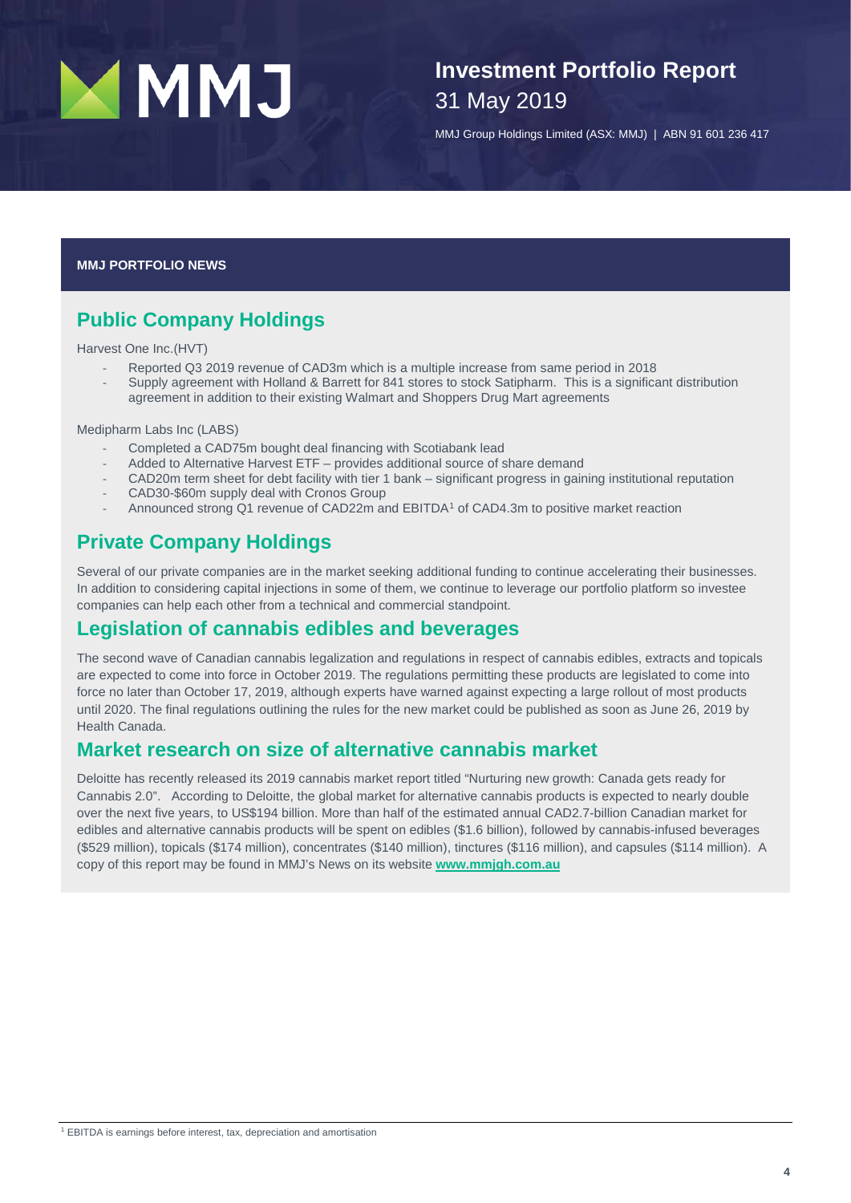# Investment Portfolio Report

31 May 2019

MMJ Group Holdings Limited (ASX: MMJ) | ABN 91 601 236 417

**MMJ PORTFOLIO NEWS**

## Public Company Holdings

Harvest One Inc.(HVT)

- Reported Q3 2019 revenue of CAD3m which is a multiple increase from same period in 2018
- Supply agreement with Holland & Barrett for 841 stores to stock Satipharm. This is a significant distribution agreement in addition to their existing Walmart and Shoppers Drug Mart agreements

Medipharm Labs Inc (LABS)

- Completed a CAD75m bought deal financing with Scotiabank lead
- Added to Alternative Harvest ETF – provides additional source of share demand
- CAD20m term sheet for debt facility with tier 1 bank – significant progress in gaining institutional reputation
- CAD30-$60m supply deal with Cronos Group
- Announced strong Q1 revenue of CAD22m and EBITDA[1] of CAD4.3m to positive market reaction

## Private Company Holdings

Several of our private companies are in the market seeking additional funding to continue accelerating their businesses. In addition to considering capital injections in some of them, we continue to leverage our portfolio platform so investee companies can help each other from a technical and commercial standpoint.

## Legislation of cannabis edibles and beverages

The second wave of Canadian cannabis legalization and regulations in respect of cannabis edibles, extracts and topicals are expected to come into force in October 2019. The regulations permitting these products are legislated to come into force no later than October 17, 2019, although experts have warned against expecting a large rollout of most products until 2020. The final regulations outlining the rules for the new market could be published as soon as June 26, 2019 by Health Canada.

## Market research on size of alternative cannabis market

Deloitte has recently released its 2019 cannabis market report titled "Nurturing new growth: Canada gets ready for Cannabis 2.0". According to Deloitte, the global market for alternative cannabis products is expected to nearly double over the next five years, to US$194 billion. More than half of the estimated annual CAD2.7-billion Canadian market for edibles and alternative cannabis products will be spent on edibles ($1.6 billion), followed by cannabis-infused beverages ($529 million), topicals ($174 million), concentrates ($140 million), tinctures ($116 million), and capsules ($114 million). A copy of this report may be found in MMJ's News on its website **www.mmjgh.com.au**

[1] EBITDA is earnings before interest, tax, depreciation and amortisation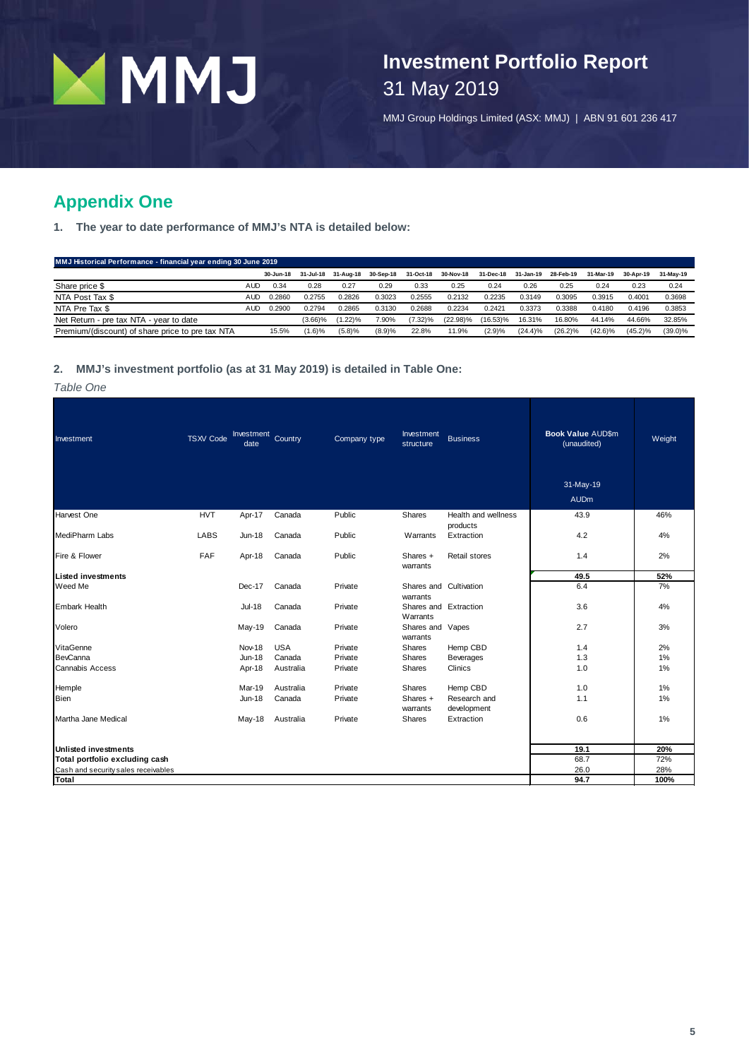# Investment Portfolio Report

31 May 2019

MMJ Group Holdings Limited (ASX: MMJ) | ABN 91 601 236 417

## Appendix One

**1. The year to date performance of MMJ's NTA is detailed below:**

| MMJ Historical Performance - financial year ending 30 June 2019 | | 30-Jun-18 | 31-Jul-18 | 31-Aug-18 | 30-Sep-18 | 31-Oct-18 | 30-Nov-18 | 31-Dec-18 | 31-Jan-19 | 28-Feb-19 | 31-Mar-19 | 30-Apr-19 | 31-May-19 |
|---|---|---|---|---|---|---|---|---|---|---|---|---|---|
| Share price $ | AUD | 0.34 | 0.28 | 0.27 | 0.29 | 0.33 | 0.25 | 0.24 | 0.26 | 0.25 | 0.24 | 0.23 | 0.24 |
| NTA Post Tax $ | AUD | 0.2860 | 0.2755 | 0.2826 | 0.3023 | 0.2555 | 0.2132 | 0.2235 | 0.3149 | 0.3095 | 0.3915 | 0.4001 | 0.3698 |
| NTA Pre Tax $ | AUD | 0.2900 | 0.2794 | 0.2865 | 0.3130 | 0.2688 | 0.2234 | 0.2421 | 0.3373 | 0.3388 | 0.4180 | 0.4196 | 0.3853 |
| Net Return - pre tax NTA - year to date | | | (3.66)% | (1.22)% | 7.90% | (7.32)% | (22.98)% | (16.53)% | 16.31% | 16.80% | 44.14% | 44.66% | 32.85% |
| Premium/(discount) of share price to pre tax NTA | | 15.5% | (1.6)% | (5.8)% | (8.9)% | 22.8% | 11.9% | (2.9)% | (24.4)% | (26.2)% | (42.6)% | (45.2)% | (39.0)% |

**2. MMJ's investment portfolio (as at 31 May 2019) is detailed in Table One:**

*Table One*

| Investment | TSXV Code | Investment date | Country | Company type | Investment structure | Business | Book Value AUD$m (unaudited) 31-May-19 AUDm | Weight |
|---|---|---|---|---|---|---|---|---|
| Harvest One | HVT | Apr-17 | Canada | Public | Shares | Health and wellness products | 43.9 | 46% |
| MediPharm Labs | LABS | Jun-18 | Canada | Public | Warrants | Extraction | 4.2 | 4% |
| Fire & Flower | FAF | Apr-18 | Canada | Public | Shares + warrants | Retail stores | 1.4 | 2% |
| **Listed investments** | | | | | | | **49.5** | **52%** |
| Weed Me | | Dec-17 | Canada | Private | Shares and warrants | Cultivation | 6.4 | 7% |
| Embark Health | | Jul-18 | Canada | Private | Shares and Warrants | Extraction | 3.6 | 4% |
| Volero | | May-19 | Canada | Private | Shares and warrants | Vapes | 2.7 | 3% |
| VitaGenne | | Nov-18 | USA | Private | Shares | Hemp CBD | 1.4 | 2% |
| BevCanna | | Jun-18 | Canada | Private | Shares | Beverages | 1.3 | 1% |
| Cannabis Access | | Apr-18 | Australia | Private | Shares | Clinics | 1.0 | 1% |
| Hemple | | Mar-19 | Australia | Private | Shares | Hemp CBD | 1.0 | 1% |
| Bien | | Jun-18 | Canada | Private | Shares + warrants | Research and development | 1.1 | 1% |
| Martha Jane Medical | | May-18 | Australia | Private | Shares | Extraction | 0.6 | 1% |
| **Unlisted investments** | | | | | | | **19.1** | **20%** |
| **Total portfolio excluding cash** | | | | | | | 68.7 | 72% |
| Cash and security sales receivables | | | | | | | 26.0 | 28% |
| **Total** | | | | | | | **94.7** | **100%** |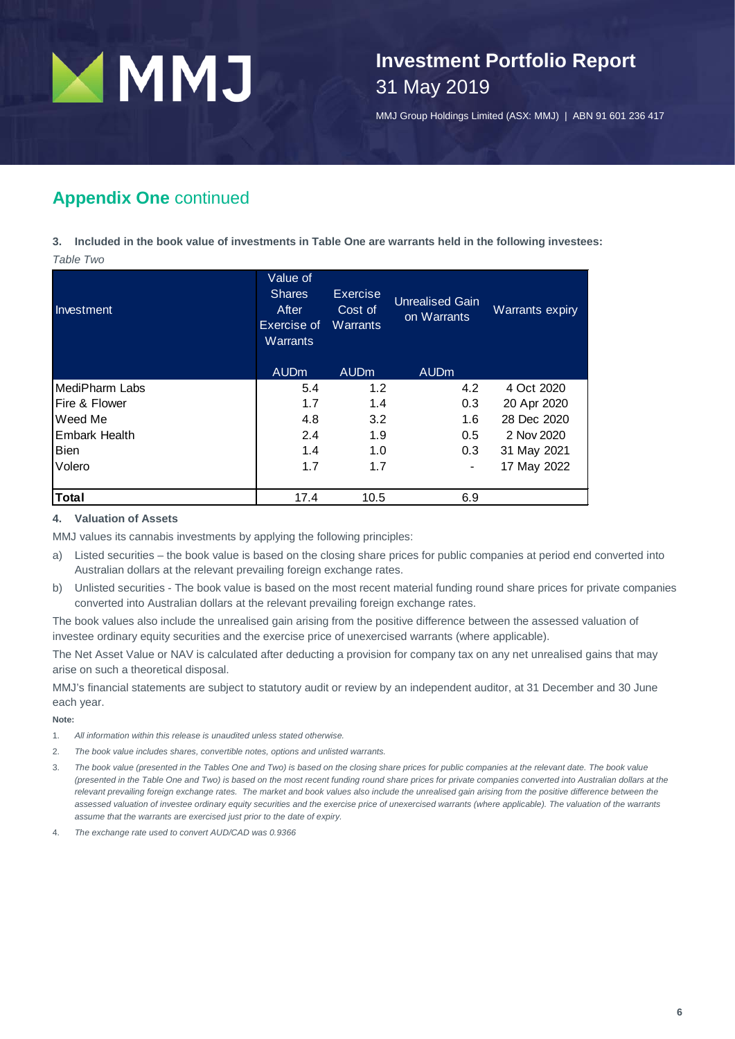## **Appendix One** continued

**3. Included in the book value of investments in Table One are warrants held in the following investees:**

*Table Two*

| Investment | Value of Shares After Exercise of Warrants AUDm | Exercise Cost of Warrants AUDm | Unrealised Gain on Warrants AUDm | Warrants expiry |
|---|---|---|---|---|
| MediPharm Labs | 5.4 | 1.2 | 4.2 | 4 Oct 2020 |
| Fire & Flower | 1.7 | 1.4 | 0.3 | 20 Apr 2020 |
| Weed Me | 4.8 | 3.2 | 1.6 | 28 Dec 2020 |
| Embark Health | 2.4 | 1.9 | 0.5 | 2 Nov 2020 |
| Bien | 1.4 | 1.0 | 0.3 | 31 May 2021 |
| Volero | 1.7 | 1.7 | - | 17 May 2022 |
| **Total** | 17.4 | 10.5 | 6.9 | |

**4. Valuation of Assets**

MMJ values its cannabis investments by applying the following principles:

a) Listed securities – the book value is based on the closing share prices for public companies at period end converted into Australian dollars at the relevant prevailing foreign exchange rates.

b) Unlisted securities - The book value is based on the most recent material funding round share prices for private companies converted into Australian dollars at the relevant prevailing foreign exchange rates.

The book values also include the unrealised gain arising from the positive difference between the assessed valuation of investee ordinary equity securities and the exercise price of unexercised warrants (where applicable).

The Net Asset Value or NAV is calculated after deducting a provision for company tax on any net unrealised gains that may arise on such a theoretical disposal.

MMJ's financial statements are subject to statutory audit or review by an independent auditor, at 31 December and 30 June each year.

**Note:**

1. *All information within this release is unaudited unless stated otherwise.*
2. *The book value includes shares, convertible notes, options and unlisted warrants.*
3. *The book value (presented in the Tables One and Two) is based on the closing share prices for public companies at the relevant date. The book value (presented in the Table One and Two) is based on the most recent funding round share prices for private companies converted into Australian dollars at the relevant prevailing foreign exchange rates. The market and book values also include the unrealised gain arising from the positive difference between the assessed valuation of investee ordinary equity securities and the exercise price of unexercised warrants (where applicable). The valuation of the warrants assume that the warrants are exercised just prior to the date of expiry.*
4. *The exchange rate used to convert AUD/CAD was 0.9366*